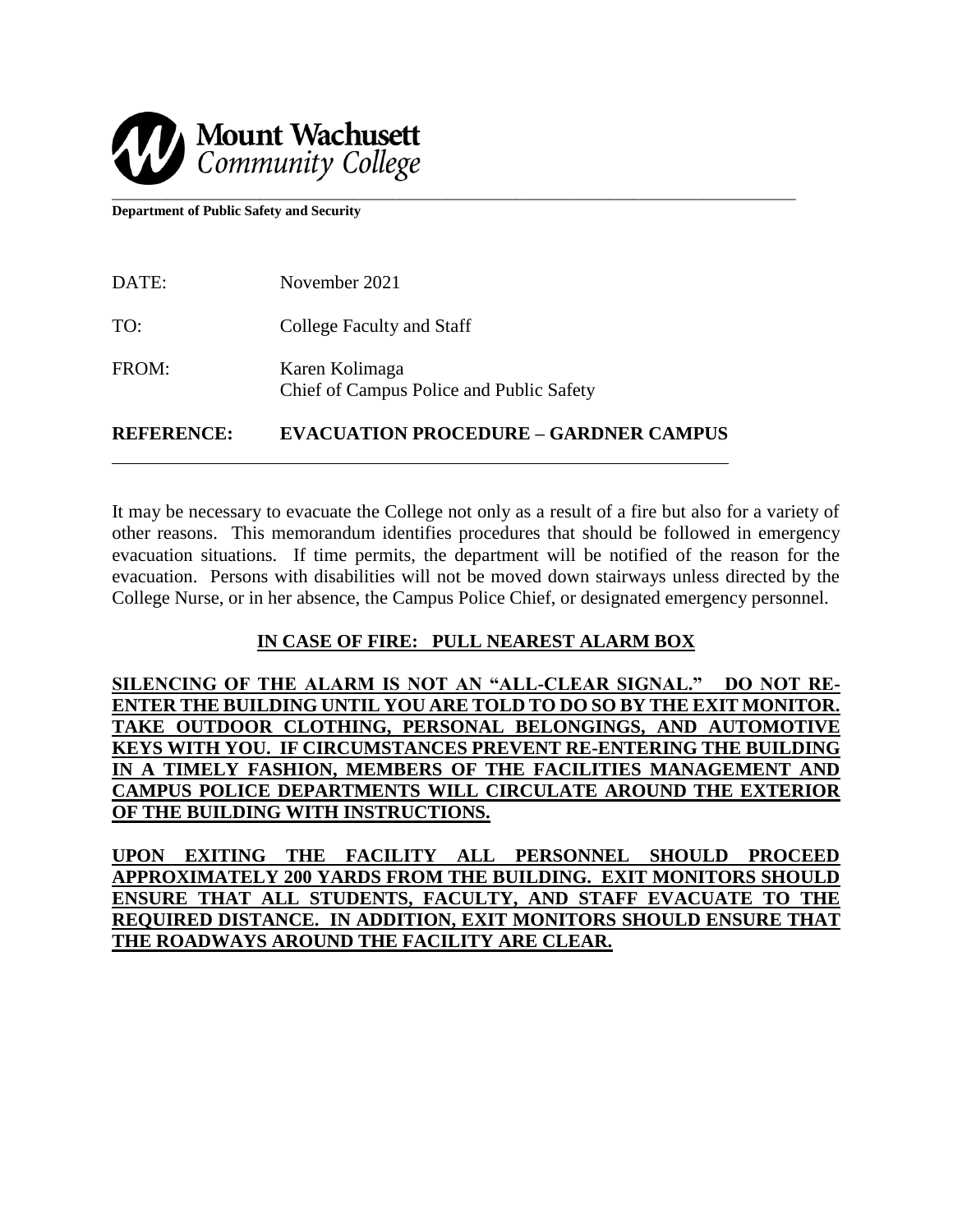**Mount Wachusett Community College**

**Department of Public Safety and Security**

| | |
|---|---|
| DATE: | November 2021 |
| TO: | College Faculty and Staff |
| FROM: | Karen Kolimaga<br>Chief of Campus Police and Public Safety |
| **REFERENCE:** | **EVACUATION PROCEDURE – GARDNER CAMPUS** |

It may be necessary to evacuate the College not only as a result of a fire but also for a variety of other reasons. This memorandum identifies procedures that should be followed in emergency evacuation situations. If time permits, the department will be notified of the reason for the evacuation. Persons with disabilities will not be moved down stairways unless directed by the College Nurse, or in her absence, the Campus Police Chief, or designated emergency personnel.

**IN CASE OF FIRE: PULL NEAREST ALARM BOX**

**SILENCING OF THE ALARM IS NOT AN "ALL-CLEAR SIGNAL." DO NOT RE-ENTER THE BUILDING UNTIL YOU ARE TOLD TO DO SO BY THE EXIT MONITOR. TAKE OUTDOOR CLOTHING, PERSONAL BELONGINGS, AND AUTOMOTIVE KEYS WITH YOU. IF CIRCUMSTANCES PREVENT RE-ENTERING THE BUILDING IN A TIMELY FASHION, MEMBERS OF THE FACILITIES MANAGEMENT AND CAMPUS POLICE DEPARTMENTS WILL CIRCULATE AROUND THE EXTERIOR OF THE BUILDING WITH INSTRUCTIONS.**

**UPON EXITING THE FACILITY ALL PERSONNEL SHOULD PROCEED APPROXIMATELY 200 YARDS FROM THE BUILDING. EXIT MONITORS SHOULD ENSURE THAT ALL STUDENTS, FACULTY, AND STAFF EVACUATE TO THE REQUIRED DISTANCE. IN ADDITION, EXIT MONITORS SHOULD ENSURE THAT THE ROADWAYS AROUND THE FACILITY ARE CLEAR.**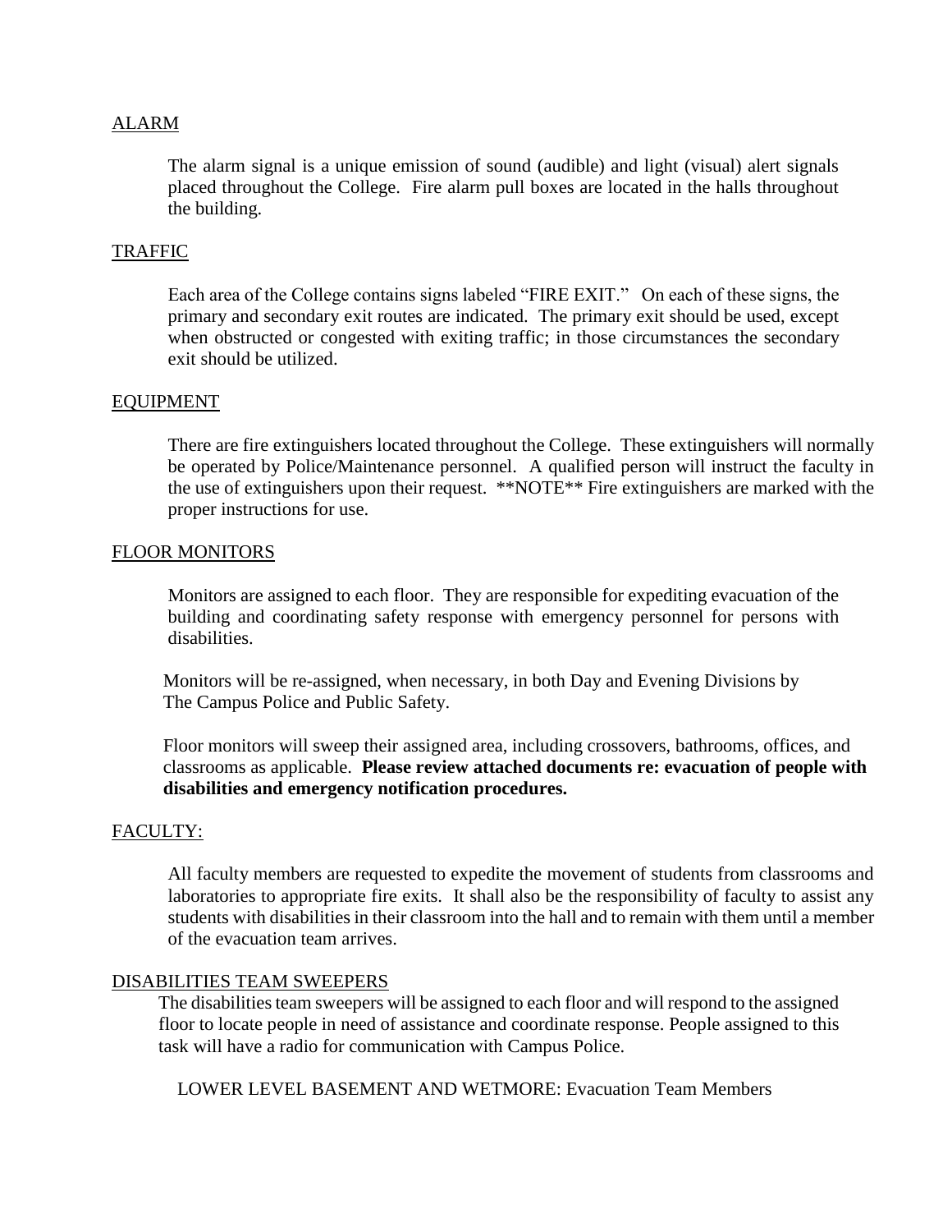ALARM

The alarm signal is a unique emission of sound (audible) and light (visual) alert signals placed throughout the College. Fire alarm pull boxes are located in the halls throughout the building.

TRAFFIC

Each area of the College contains signs labeled "FIRE EXIT." On each of these signs, the primary and secondary exit routes are indicated. The primary exit should be used, except when obstructed or congested with exiting traffic; in those circumstances the secondary exit should be utilized.

EQUIPMENT

There are fire extinguishers located throughout the College. These extinguishers will normally be operated by Police/Maintenance personnel. A qualified person will instruct the faculty in the use of extinguishers upon their request. **NOTE** Fire extinguishers are marked with the proper instructions for use.

FLOOR MONITORS

Monitors are assigned to each floor. They are responsible for expediting evacuation of the building and coordinating safety response with emergency personnel for persons with disabilities.

Monitors will be re-assigned, when necessary, in both Day and Evening Divisions by The Campus Police and Public Safety.

Floor monitors will sweep their assigned area, including crossovers, bathrooms, offices, and classrooms as applicable. **Please review attached documents re: evacuation of people with disabilities and emergency notification procedures.**

FACULTY:

All faculty members are requested to expedite the movement of students from classrooms and laboratories to appropriate fire exits. It shall also be the responsibility of faculty to assist any students with disabilities in their classroom into the hall and to remain with them until a member of the evacuation team arrives.

DISABILITIES TEAM SWEEPERS

The disabilities team sweepers will be assigned to each floor and will respond to the assigned floor to locate people in need of assistance and coordinate response. People assigned to this task will have a radio for communication with Campus Police.

LOWER LEVEL BASEMENT AND WETMORE: Evacuation Team Members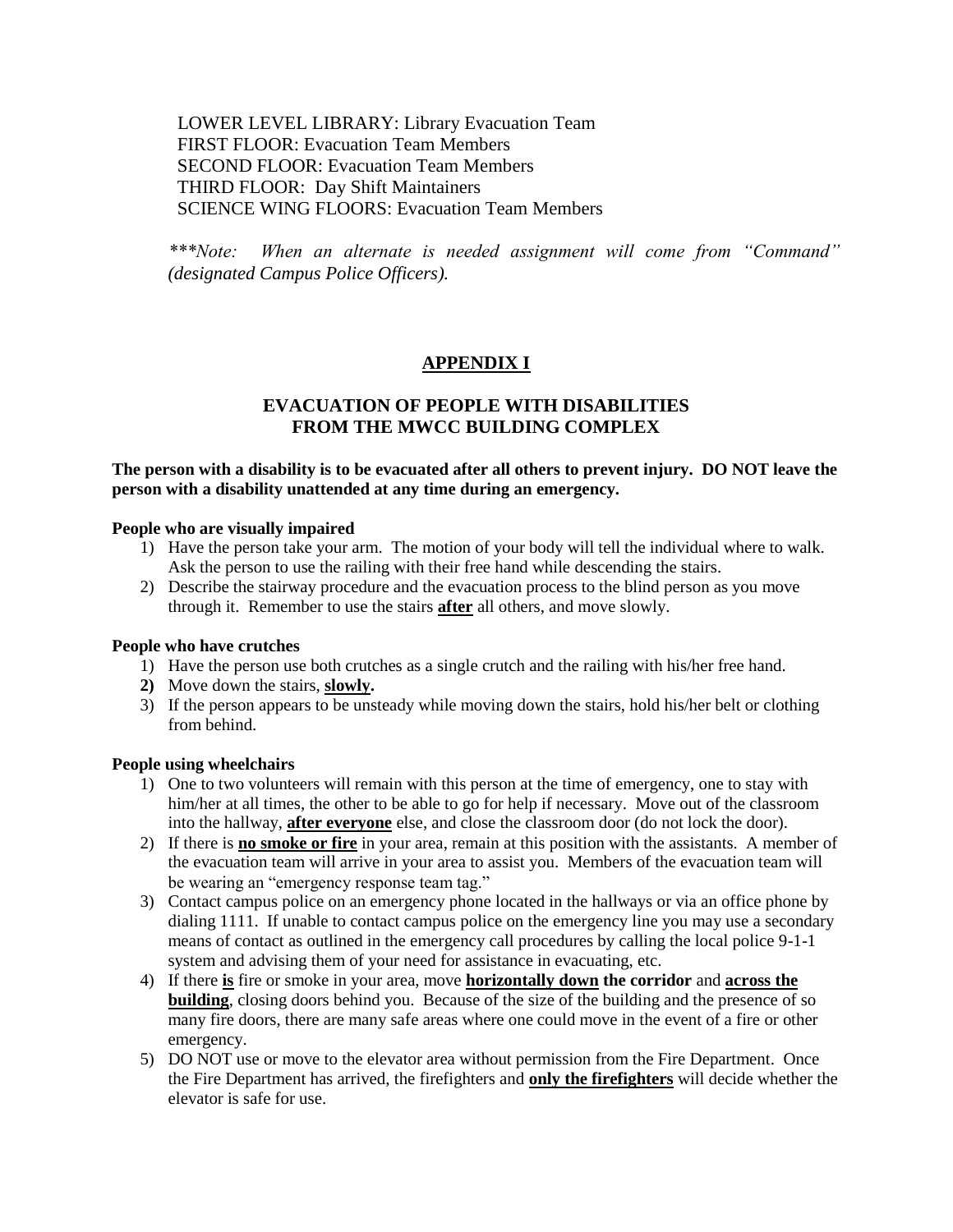LOWER LEVEL LIBRARY: Library Evacuation Team
FIRST FLOOR: Evacuation Team Members
SECOND FLOOR: Evacuation Team Members
THIRD FLOOR: Day Shift Maintainers
SCIENCE WING FLOORS: Evacuation Team Members

****Note: When an alternate is needed assignment will come from "Command" (designated Campus Police Officers).*

## APPENDIX I

### EVACUATION OF PEOPLE WITH DISABILITIES FROM THE MWCC BUILDING COMPLEX

**The person with a disability is to be evacuated after all others to prevent injury. DO NOT leave the person with a disability unattended at any time during an emergency.**

**People who are visually impaired**

1) Have the person take your arm. The motion of your body will tell the individual where to walk. Ask the person to use the railing with their free hand while descending the stairs.
2) Describe the stairway procedure and the evacuation process to the blind person as you move through it. Remember to use the stairs **after** all others, and move slowly.

**People who have crutches**

1) Have the person use both crutches as a single crutch and the railing with his/her free hand.
2) Move down the stairs, **slowly.**
3) If the person appears to be unsteady while moving down the stairs, hold his/her belt or clothing from behind.

**People using wheelchairs**

1) One to two volunteers will remain with this person at the time of emergency, one to stay with him/her at all times, the other to be able to go for help if necessary. Move out of the classroom into the hallway, **after everyone** else, and close the classroom door (do not lock the door).
2) If there is **no smoke or fire** in your area, remain at this position with the assistants. A member of the evacuation team will arrive in your area to assist you. Members of the evacuation team will be wearing an "emergency response team tag."
3) Contact campus police on an emergency phone located in the hallways or via an office phone by dialing 1111. If unable to contact campus police on the emergency line you may use a secondary means of contact as outlined in the emergency call procedures by calling the local police 9-1-1 system and advising them of your need for assistance in evacuating, etc.
4) If there **is** fire or smoke in your area, move **horizontally down the corridor** and **across the building**, closing doors behind you. Because of the size of the building and the presence of so many fire doors, there are many safe areas where one could move in the event of a fire or other emergency.
5) DO NOT use or move to the elevator area without permission from the Fire Department. Once the Fire Department has arrived, the firefighters and **only the firefighters** will decide whether the elevator is safe for use.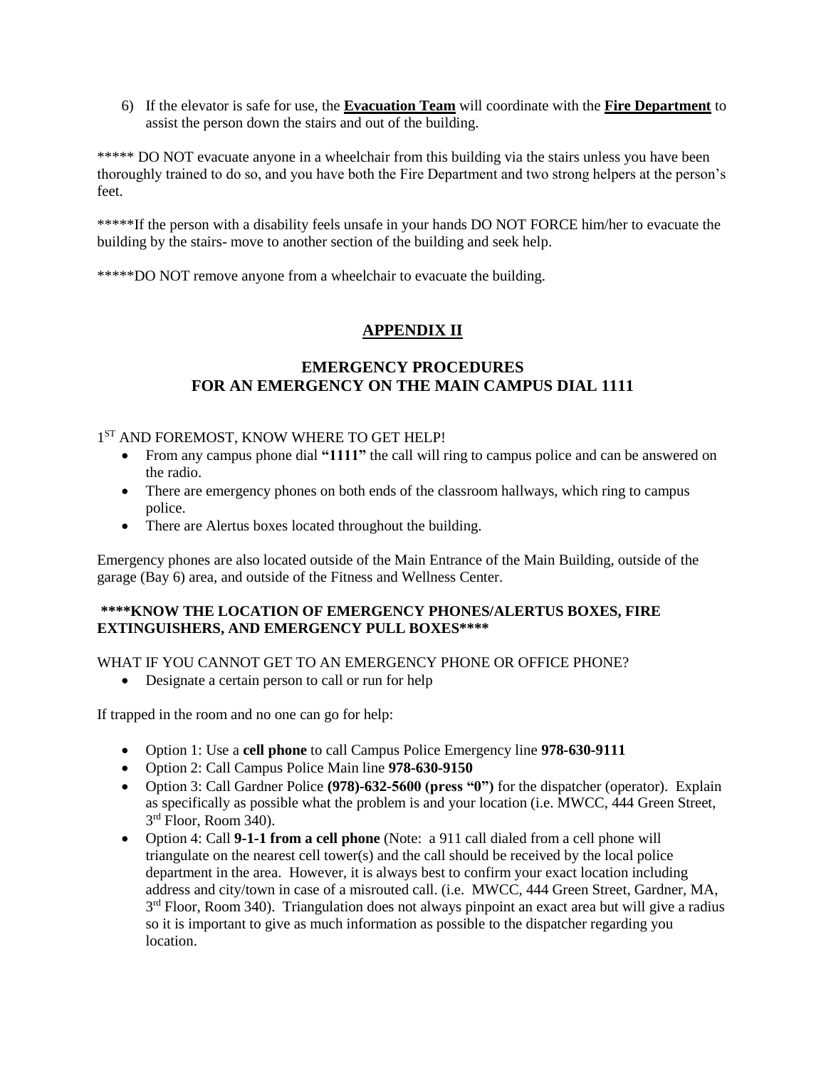6) If the elevator is safe for use, the **Evacuation Team** will coordinate with the **Fire Department** to assist the person down the stairs and out of the building.

***** DO NOT evacuate anyone in a wheelchair from this building via the stairs unless you have been thoroughly trained to do so, and you have both the Fire Department and two strong helpers at the person's feet.

*****If the person with a disability feels unsafe in your hands DO NOT FORCE him/her to evacuate the building by the stairs- move to another section of the building and seek help.

*****DO NOT remove anyone from a wheelchair to evacuate the building.

## APPENDIX II

### EMERGENCY PROCEDURES
### FOR AN EMERGENCY ON THE MAIN CAMPUS DIAL 1111

1ST AND FOREMOST, KNOW WHERE TO GET HELP!

- From any campus phone dial **"1111"** the call will ring to campus police and can be answered on the radio.
- There are emergency phones on both ends of the classroom hallways, which ring to campus police.
- There are Alertus boxes located throughout the building.

Emergency phones are also located outside of the Main Entrance of the Main Building, outside of the garage (Bay 6) area, and outside of the Fitness and Wellness Center.

**\*\*\*\*KNOW THE LOCATION OF EMERGENCY PHONES/ALERTUS BOXES, FIRE EXTINGUISHERS, AND EMERGENCY PULL BOXES\*\*\*\***

WHAT IF YOU CANNOT GET TO AN EMERGENCY PHONE OR OFFICE PHONE?

- Designate a certain person to call or run for help

If trapped in the room and no one can go for help:

- Option 1: Use a **cell phone** to call Campus Police Emergency line **978-630-9111**
- Option 2: Call Campus Police Main line **978-630-9150**
- Option 3: Call Gardner Police **(978)-632-5600 (press "0")** for the dispatcher (operator). Explain as specifically as possible what the problem is and your location (i.e. MWCC, 444 Green Street, 3rd Floor, Room 340).
- Option 4: Call **9-1-1 from a cell phone** (Note: a 911 call dialed from a cell phone will triangulate on the nearest cell tower(s) and the call should be received by the local police department in the area. However, it is always best to confirm your exact location including address and city/town in case of a misrouted call. (i.e. MWCC, 444 Green Street, Gardner, MA, 3rd Floor, Room 340). Triangulation does not always pinpoint an exact area but will give a radius so it is important to give as much information as possible to the dispatcher regarding you location.